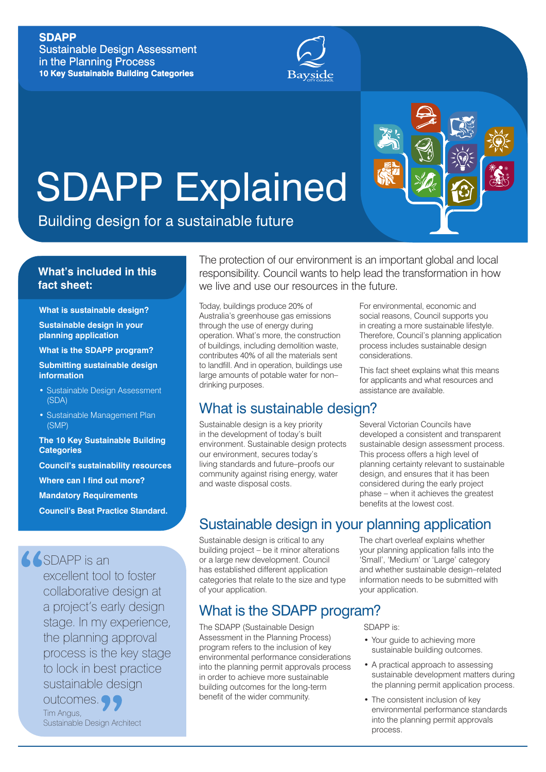**SDAPP**
Sustainable Design Assessment in the Planning Process
**10 Key Sustainable Building Categories**

Bayside City Council

# SDAPP Explained

Building design for a sustainable future

## What's included in this fact sheet:

- **What is sustainable design?**
- **Sustainable design in your planning application**
- **What is the SDAPP program?**
- **Submitting sustainable design information**
  - Sustainable Design Assessment (SDA)
  - Sustainable Management Plan (SMP)
- **The 10 Key Sustainable Building Categories**
- **Council's sustainability resources**
- **Where can I find out more?**
- **Mandatory Requirements**
- **Council's Best Practice Standard.**

> "SDAPP is an excellent tool to foster collaborative design at a project's early design stage. In my experience, the planning approval process is the key stage to lock in best practice sustainable design outcomes."
>
> Tim Angus, Sustainable Design Architect

The protection of our environment is an important global and local responsibility. Council wants to help lead the transformation in how we live and use our resources in the future.

Today, buildings produce 20% of Australia's greenhouse gas emissions through the use of energy during operation. What's more, the construction of buildings, including demolition waste, contributes 40% of all the materials sent to landfill. And in operation, buildings use large amounts of potable water for non–drinking purposes.

For environmental, economic and social reasons, Council supports you in creating a more sustainable lifestyle. Therefore, Council's planning application process includes sustainable design considerations.

This fact sheet explains what this means for applicants and what resources and assistance are available.

## What is sustainable design?

Sustainable design is a key priority in the development of today's built environment. Sustainable design protects our environment, secures today's living standards and future–proofs our community against rising energy, water and waste disposal costs.

Several Victorian Councils have developed a consistent and transparent sustainable design assessment process. This process offers a high level of planning certainty relevant to sustainable design, and ensures that it has been considered during the early project phase – when it achieves the greatest benefits at the lowest cost.

## Sustainable design in your planning application

Sustainable design is critical to any building project – be it minor alterations or a large new development. Council has established different application categories that relate to the size and type of your application.

The chart overleaf explains whether your planning application falls into the 'Small', 'Medium' or 'Large' category and whether sustainable design–related information needs to be submitted with your application.

## What is the SDAPP program?

The SDAPP (Sustainable Design Assessment in the Planning Process) program refers to the inclusion of key environmental performance considerations into the planning permit approvals process in order to achieve more sustainable building outcomes for the long-term benefit of the wider community.

SDAPP is:

- Your guide to achieving more sustainable building outcomes.
- A practical approach to assessing sustainable development matters during the planning permit application process.
- The consistent inclusion of key environmental performance standards into the planning permit approvals process.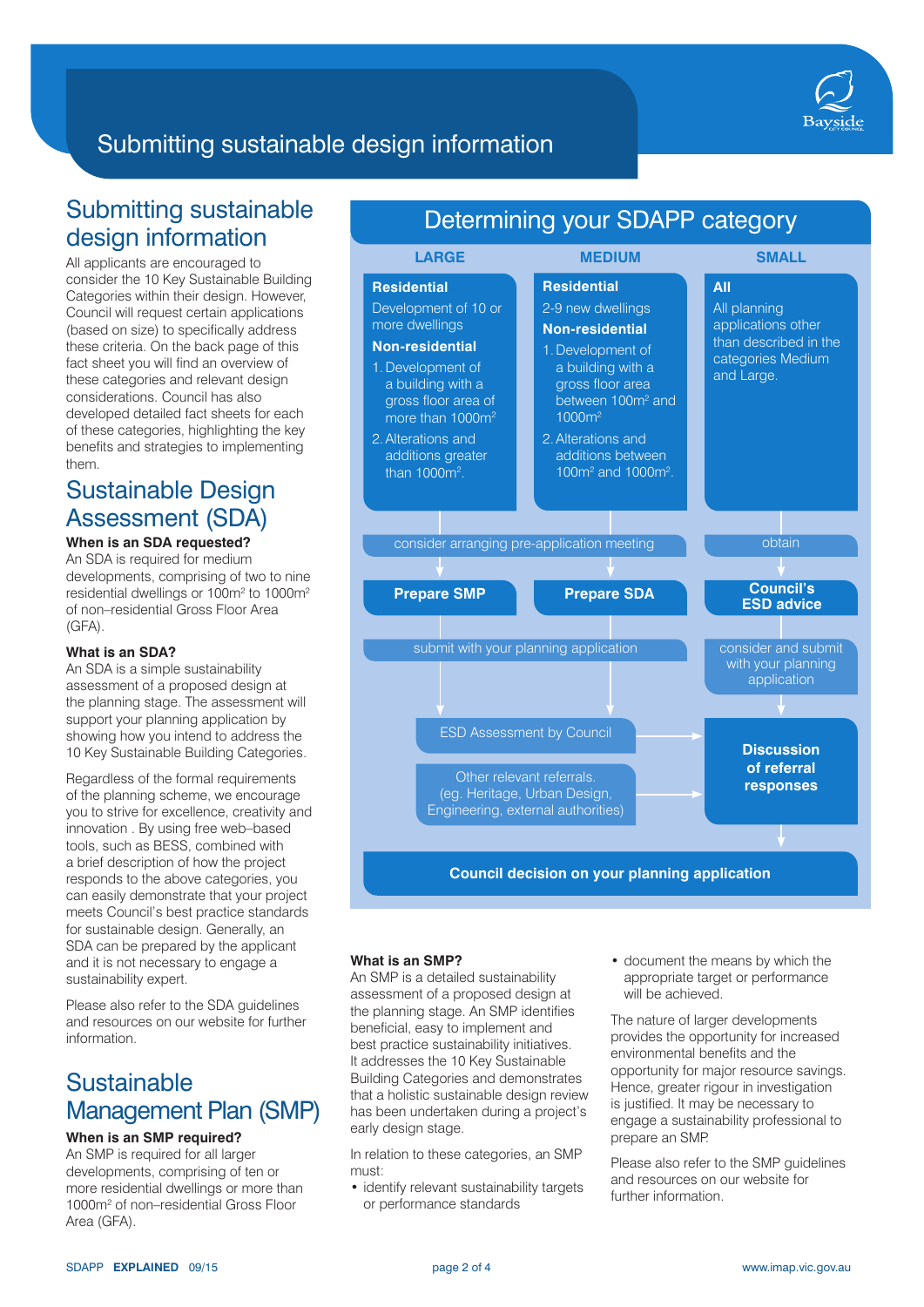# Submitting sustainable design information

## Submitting sustainable design information

All applicants are encouraged to consider the 10 Key Sustainable Building Categories within their design. However, Council will request certain applications (based on size) to specifically address these criteria. On the back page of this fact sheet you will find an overview of these categories and relevant design considerations. Council has also developed detailed fact sheets for each of these categories, highlighting the key benefits and strategies to implementing them.

## Sustainable Design Assessment (SDA)

**When is an SDA requested?**

An SDA is required for medium developments, comprising of two to nine residential dwellings or 100m² to 1000m² of non–residential Gross Floor Area (GFA).

**What is an SDA?**

An SDA is a simple sustainability assessment of a proposed design at the planning stage. The assessment will support your planning application by showing how you intend to address the 10 Key Sustainable Building Categories.

Regardless of the formal requirements of the planning scheme, we encourage you to strive for excellence, creativity and innovation . By using free web–based tools, such as BESS, combined with a brief description of how the project responds to the above categories, you can easily demonstrate that your project meets Council's best practice standards for sustainable design. Generally, an SDA can be prepared by the applicant and it is not necessary to engage a sustainability expert.

Please also refer to the SDA guidelines and resources on our website for further information.

## Sustainable Management Plan (SMP)

**When is an SMP required?**

An SMP is required for all larger developments, comprising of ten or more residential dwellings or more than 1000m² of non–residential Gross Floor Area (GFA).

## Determining your SDAPP category

| LARGE | MEDIUM | SMALL |
|---|---|---|
| **Residential**<br>Development of 10 or more dwellings<br>**Non-residential**<br>1. Development of a building with a gross floor area of more than 1000m²<br>2. Alterations and additions greater than 1000m². | **Residential**<br>2-9 new dwellings<br>**Non-residential**<br>1. Development of a building with a gross floor area between 100m² and 1000m²<br>2. Alterations and additions between 100m² and 1000m². | **All**<br>All planning applications other than described in the categories Medium and Large. |
| consider arranging pre-application meeting | consider arranging pre-application meeting | obtain |
| **Prepare SMP** | **Prepare SDA** | **Council's ESD advice** |
| submit with your planning application | submit with your planning application | consider and submit with your planning application |

- ESD Assessment by Council → **Discussion of referral responses**
- Other relevant referrals. (eg. Heritage, Urban Design, Engineering, external authorities) → **Discussion of referral responses**
- **Council decision on your planning application**

**What is an SMP?**

An SMP is a detailed sustainability assessment of a proposed design at the planning stage. An SMP identifies beneficial, easy to implement and best practice sustainability initiatives. It addresses the 10 Key Sustainable Building Categories and demonstrates that a holistic sustainable design review has been undertaken during a project's early design stage.

In relation to these categories, an SMP must:

- identify relevant sustainability targets or performance standards
- document the means by which the appropriate target or performance will be achieved.

The nature of larger developments provides the opportunity for increased environmental benefits and the opportunity for major resource savings. Hence, greater rigour in investigation is justified. It may be necessary to engage a sustainability professional to prepare an SMP.

Please also refer to the SMP guidelines and resources on our website for further information.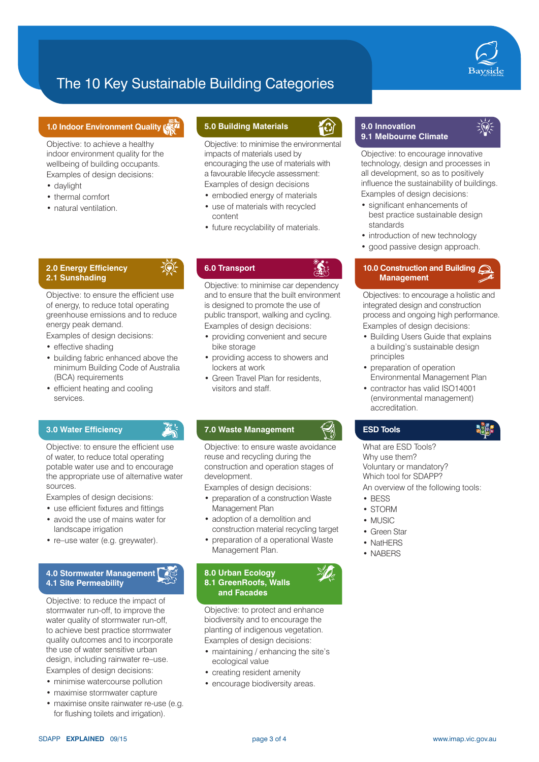# The 10 Key Sustainable Building Categories

## 1.0 Indoor Environment Quality

Objective: to achieve a healthy indoor environment quality for the wellbeing of building occupants.

Examples of design decisions:

- daylight
- thermal comfort
- natural ventilation.

## 2.0 Energy Efficiency
## 2.1 Sunshading

Objective: to ensure the efficient use of energy, to reduce total operating greenhouse emissions and to reduce energy peak demand.

Examples of design decisions:

- effective shading
- building fabric enhanced above the minimum Building Code of Australia (BCA) requirements
- efficient heating and cooling services.

## 3.0 Water Efficiency

Objective: to ensure the efficient use of water, to reduce total operating potable water use and to encourage the appropriate use of alternative water sources.

Examples of design decisions:

- use efficient fixtures and fittings
- avoid the use of mains water for landscape irrigation
- re–use water (e.g. greywater).

## 4.0 Stormwater Management
## 4.1 Site Permeability

Objective: to reduce the impact of stormwater run-off, to improve the water quality of stormwater run-off, to achieve best practice stormwater quality outcomes and to incorporate the use of water sensitive urban design, including rainwater re–use.

Examples of design decisions:

- minimise watercourse pollution
- maximise stormwater capture
- maximise onsite rainwater re-use (e.g. for flushing toilets and irrigation).

## 5.0 Building Materials

Objective: to minimise the environmental impacts of materials used by encouraging the use of materials with a favourable lifecycle assessment:

Examples of design decisions

- embodied energy of materials
- use of materials with recycled content
- future recyclability of materials.

## 6.0 Transport

Objective: to minimise car dependency and to ensure that the built environment is designed to promote the use of public transport, walking and cycling.

Examples of design decisions:

- providing convenient and secure bike storage
- providing access to showers and lockers at work
- Green Travel Plan for residents, visitors and staff.

## 7.0 Waste Management

Objective: to ensure waste avoidance reuse and recycling during the construction and operation stages of development.

Examples of design decisions:

- preparation of a construction Waste Management Plan
- adoption of a demolition and construction material recycling target
- preparation of a operational Waste Management Plan.

## 8.0 Urban Ecology
## 8.1 GreenRoofs, Walls and Facades

Objective: to protect and enhance biodiversity and to encourage the planting of indigenous vegetation.

Examples of design decisions:

- maintaining / enhancing the site's ecological value
- creating resident amenity
- encourage biodiversity areas.

## 9.0 Innovation
## 9.1 Melbourne Climate

Objective: to encourage innovative technology, design and processes in all development, so as to positively influence the sustainability of buildings.

Examples of design decisions:

- significant enhancements of best practice sustainable design standards
- introduction of new technology
- good passive design approach.

## 10.0 Construction and Building Management

Objectives: to encourage a holistic and integrated design and construction process and ongoing high performance.

Examples of design decisions:

- Building Users Guide that explains a building's sustainable design principles
- preparation of operation Environmental Management Plan
- contractor has valid ISO14001 (environmental management) accreditation.

## ESD Tools

What are ESD Tools?
Why use them?
Voluntary or mandatory?
Which tool for SDAPP?

An overview of the following tools:

- BESS
- STORM
- MUSIC
- Green Star
- NatHERS
- NABERS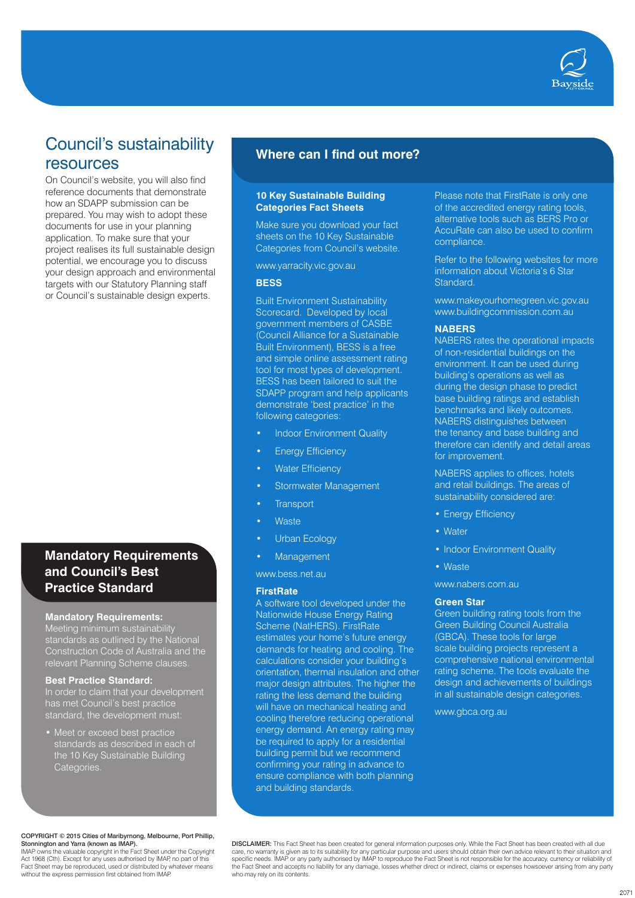# Council's sustainability resources

On Council's website, you will also find reference documents that demonstrate how an SDAPP submission can be prepared. You may wish to adopt these documents for use in your planning application. To make sure that your project realises its full sustainable design potential, we encourage you to discuss your design approach and environmental targets with our Statutory Planning staff or Council's sustainable design experts.

## Mandatory Requirements and Council's Best Practice Standard

**Mandatory Requirements:**
Meeting minimum sustainability standards as outlined by the National Construction Code of Australia and the relevant Planning Scheme clauses.

**Best Practice Standard:**
In order to claim that your development has met Council's best practice standard, the development must:

- Meet or exceed best practice standards as described in each of the 10 Key Sustainable Building Categories.

## Where can I find out more?

**10 Key Sustainable Building Categories Fact Sheets**

Make sure you download your fact sheets on the 10 Key Sustainable Building Categories from Council's website.

www.yarracity.vic.gov.au

**BESS**

Built Environment Sustainability Scorecard. Developed by local government members of CASBE (Council Alliance for a Sustainable Built Environment), BESS is a free and simple online assessment rating tool for most types of development. BESS has been tailored to suit the SDAPP program and help applicants demonstrate 'best practice' in the following categories:

- Indoor Environment Quality
- Energy Efficiency
- Water Efficiency
- Stormwater Management
- Transport
- Waste
- Urban Ecology
- Management

www.bess.net.au

**FirstRate**

A software tool developed under the Nationwide House Energy Rating Scheme (NatHERS). FirstRate estimates your home's future energy demands for heating and cooling. The calculations consider your building's orientation, thermal insulation and other major design attributes. The higher the rating the less demand the building will have on mechanical heating and cooling therefore reducing operational energy demand. An energy rating may be required to apply for a residential building permit but we recommend confirming your rating in advance to ensure compliance with both planning and building standards.

Please note that FirstRate is only one of the accredited energy rating tools, alternative tools such as BERS Pro or AccuRate can also be used to confirm compliance.

Refer to the following websites for more information about Victoria's 6 Star Standard.

www.makeyourhomegreen.vic.gov.au
www.buildingcommission.com.au

**NABERS**

NABERS rates the operational impacts of non-residential buildings on the environment. It can be used during building's operations as well as during the design phase to predict base building ratings and establish benchmarks and likely outcomes. NABERS distinguishes between the tenancy and base building and therefore can identify and detail areas for improvement.

NABERS applies to offices, hotels and retail buildings. The areas of sustainability considered are:

- Energy Efficiency
- Water
- Indoor Environment Quality
- Waste

www.nabers.com.au

**Green Star**

Green building rating tools from the Green Building Council Australia (GBCA). These tools for large scale building projects represent a comprehensive national environmental rating scheme. The tools evaluate the design and achievements of buildings in all sustainable design categories.

www.gbca.org.au

**COPYRIGHT © 2015 Cities of Maribyrnong, Melbourne, Port Phillip, Stonnington and Yarra (known as IMAP).**
IMAP owns the valuable copyright in the Fact Sheet under the Copyright Act 1968 (Cth). Except for any uses authorised by IMAP, no part of this Fact Sheet may be reproduced, used or distributed by whatever means without the express permission first obtained from IMAP.

**DISCLAIMER:** This Fact Sheet has been created for general information purposes only. While the Fact Sheet has been created with all due care, no warranty is given as to its suitability for any particular purpose and users should obtain their own advice relevant to their situation and specific needs. IMAP or any party authorised by IMAP to reproduce the Fact Sheet is not responsible for the accuracy, currency or reliability of the Fact Sheet and accepts no liability for any damage, losses whether direct or indirect, claims or expenses howsoever arising from any party who may rely on its contents.